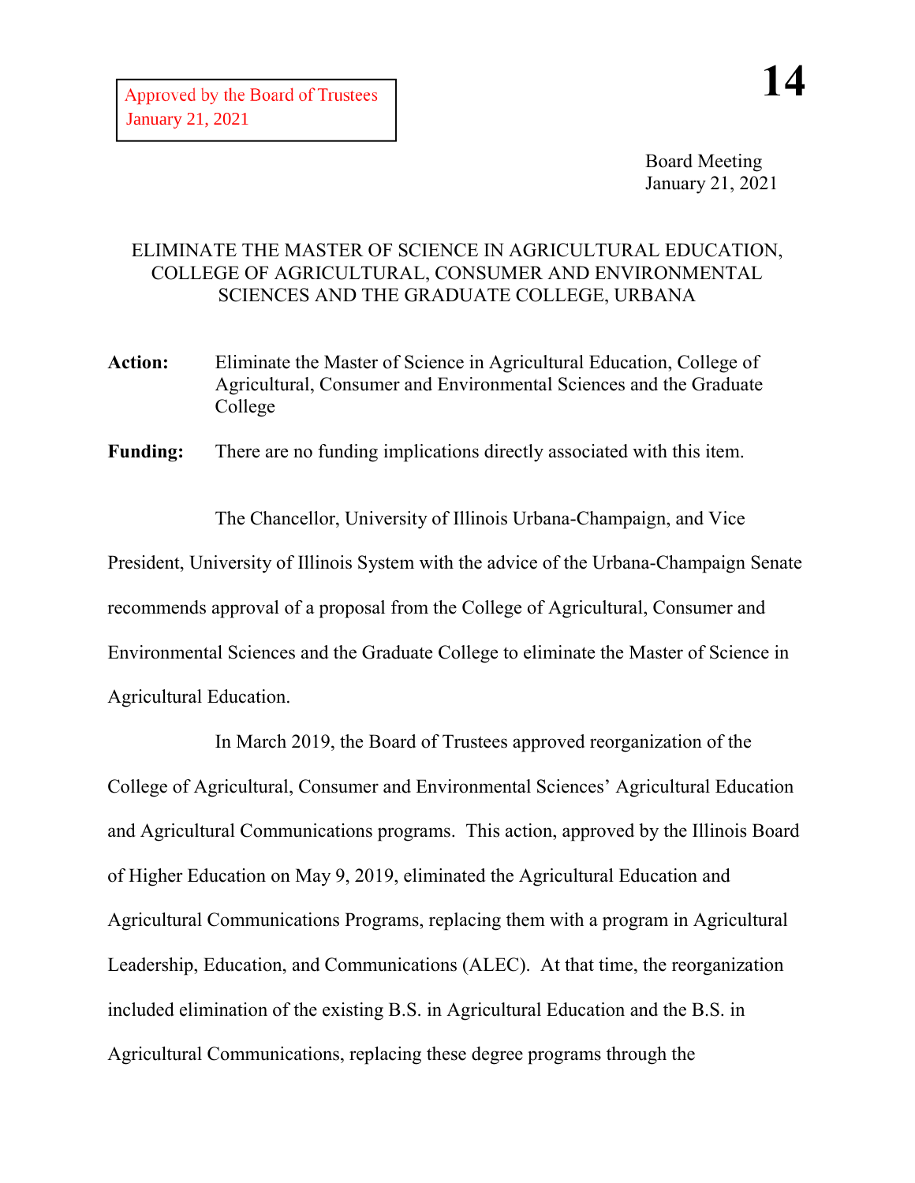Approved by the Board of Trustees
January 21, 2021

**14**

Board Meeting
January 21, 2021

# ELIMINATE THE MASTER OF SCIENCE IN AGRICULTURAL EDUCATION, COLLEGE OF AGRICULTURAL, CONSUMER AND ENVIRONMENTAL SCIENCES AND THE GRADUATE COLLEGE, URBANA

**Action:** Eliminate the Master of Science in Agricultural Education, College of Agricultural, Consumer and Environmental Sciences and the Graduate College

**Funding:** There are no funding implications directly associated with this item.

The Chancellor, University of Illinois Urbana-Champaign, and Vice President, University of Illinois System with the advice of the Urbana-Champaign Senate recommends approval of a proposal from the College of Agricultural, Consumer and Environmental Sciences and the Graduate College to eliminate the Master of Science in Agricultural Education.

In March 2019, the Board of Trustees approved reorganization of the College of Agricultural, Consumer and Environmental Sciences' Agricultural Education and Agricultural Communications programs. This action, approved by the Illinois Board of Higher Education on May 9, 2019, eliminated the Agricultural Education and Agricultural Communications Programs, replacing them with a program in Agricultural Leadership, Education, and Communications (ALEC). At that time, the reorganization included elimination of the existing B.S. in Agricultural Education and the B.S. in Agricultural Communications, replacing these degree programs through the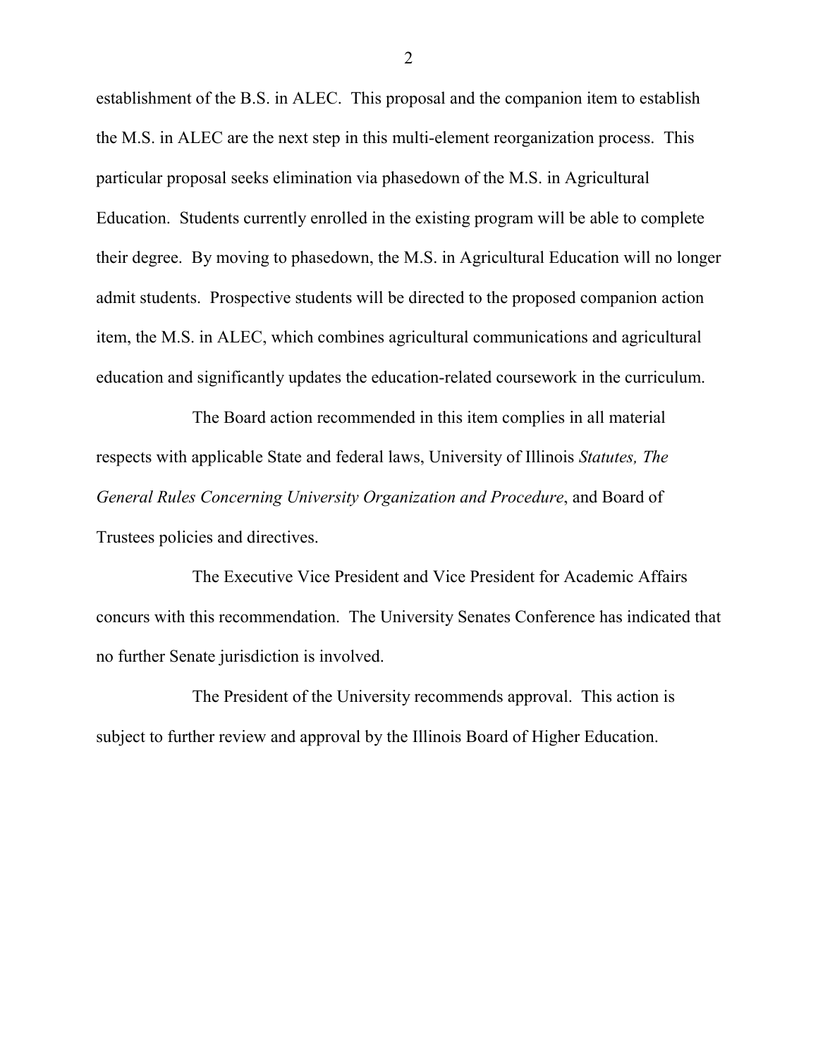establishment of the B.S. in ALEC. This proposal and the companion item to establish the M.S. in ALEC are the next step in this multi-element reorganization process. This particular proposal seeks elimination via phasedown of the M.S. in Agricultural Education. Students currently enrolled in the existing program will be able to complete their degree. By moving to phasedown, the M.S. in Agricultural Education will no longer admit students. Prospective students will be directed to the proposed companion action item, the M.S. in ALEC, which combines agricultural communications and agricultural education and significantly updates the education-related coursework in the curriculum.

The Board action recommended in this item complies in all material respects with applicable State and federal laws, University of Illinois *Statutes, The General Rules Concerning University Organization and Procedure*, and Board of Trustees policies and directives.

The Executive Vice President and Vice President for Academic Affairs concurs with this recommendation. The University Senates Conference has indicated that no further Senate jurisdiction is involved.

The President of the University recommends approval. This action is subject to further review and approval by the Illinois Board of Higher Education.